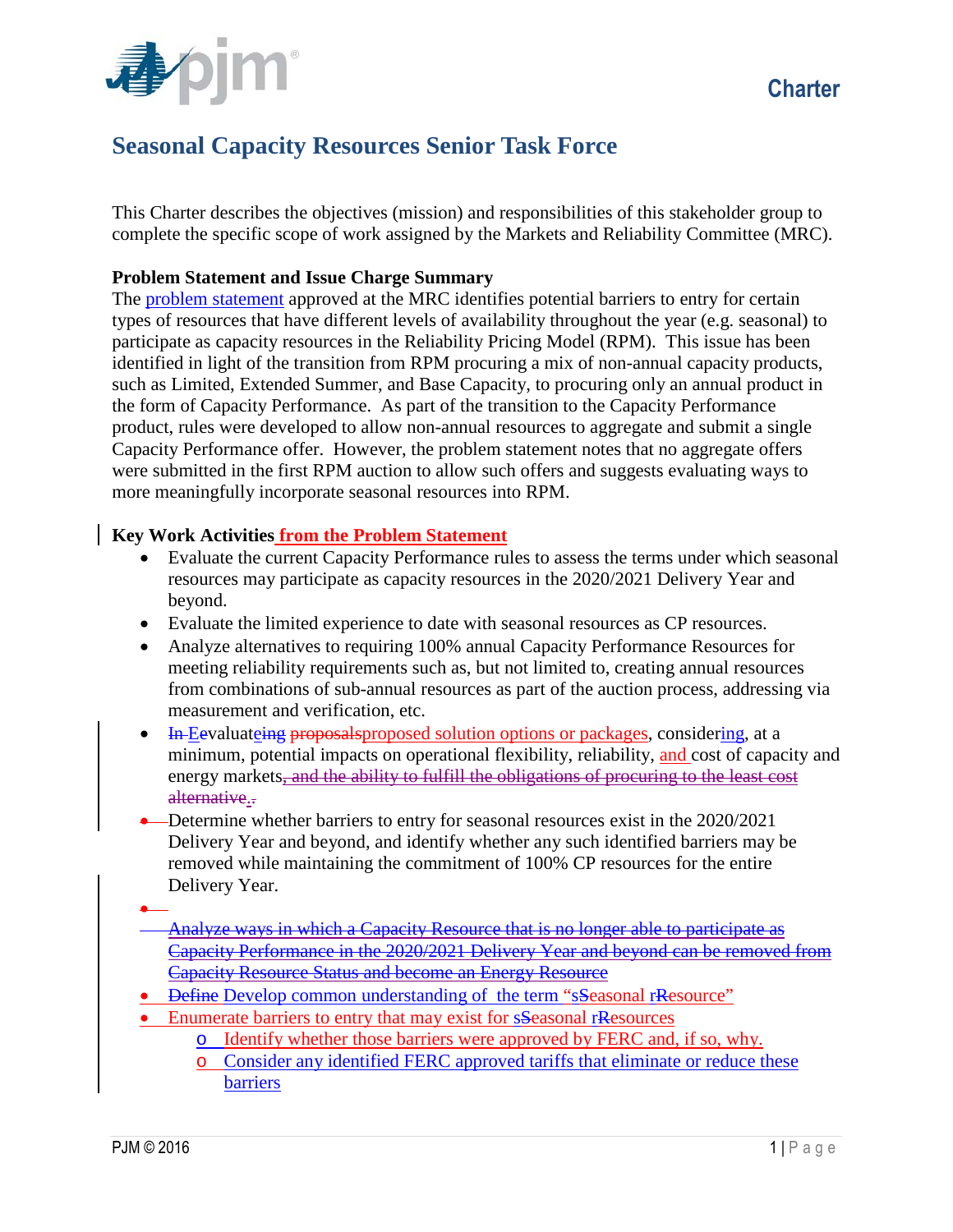# Seasonal Capacity Resources Senior Task Force

Charter

This Charter describes the objectives (mission) and responsibilities of this stakeholder group to complete the specific scope of work assigned by the Markets and Reliability Committee (MRC).

**Problem Statement and Issue Charge Summary**

The problem statement approved at the MRC identifies potential barriers to entry for certain types of resources that have different levels of availability throughout the year (e.g. seasonal) to participate as capacity resources in the Reliability Pricing Model (RPM). This issue has been identified in light of the transition from RPM procuring a mix of non-annual capacity products, such as Limited, Extended Summer, and Base Capacity, to procuring only an annual product in the form of Capacity Performance. As part of the transition to the Capacity Performance product, rules were developed to allow non-annual resources to aggregate and submit a single Capacity Performance offer. However, the problem statement notes that no aggregate offers were submitted in the first RPM auction to allow such offers and suggests evaluating ways to more meaningfully incorporate seasonal resources into RPM.

**Key Work Activities from the Problem Statement**

- Evaluate the current Capacity Performance rules to assess the terms under which seasonal resources may participate as capacity resources in the 2020/2021 Delivery Year and beyond.
- Evaluate the limited experience to date with seasonal resources as CP resources.
- Analyze alternatives to requiring 100% annual Capacity Performance Resources for meeting reliability requirements such as, but not limited to, creating annual resources from combinations of sub-annual resources as part of the auction process, addressing via measurement and verification, etc.
- ~~In E~~Evaluate~~ing~~ ~~proposals~~proposed solution options or packages, considering, at a minimum, potential impacts on operational flexibility, reliability, and cost of capacity and energy markets~~, and the ability to fulfill the obligations of procuring to the least cost alternative.~~.
- Determine whether barriers to entry for seasonal resources exist in the 2020/2021 Delivery Year and beyond, and identify whether any such identified barriers may be removed while maintaining the commitment of 100% CP resources for the entire Delivery Year.
- ~~Analyze ways in which a Capacity Resource that is no longer able to participate as Capacity Performance in the 2020/2021 Delivery Year and beyond can be removed from Capacity Resource Status and become an Energy Resource~~
- ~~Define~~ Develop common understanding of the term "s~~S~~easonal r~~R~~esource"
- Enumerate barriers to entry that may exist for s~~S~~easonal r~~R~~esources
  - Identify whether those barriers were approved by FERC and, if so, why.
  - Consider any identified FERC approved tariffs that eliminate or reduce these barriers

PJM © 2016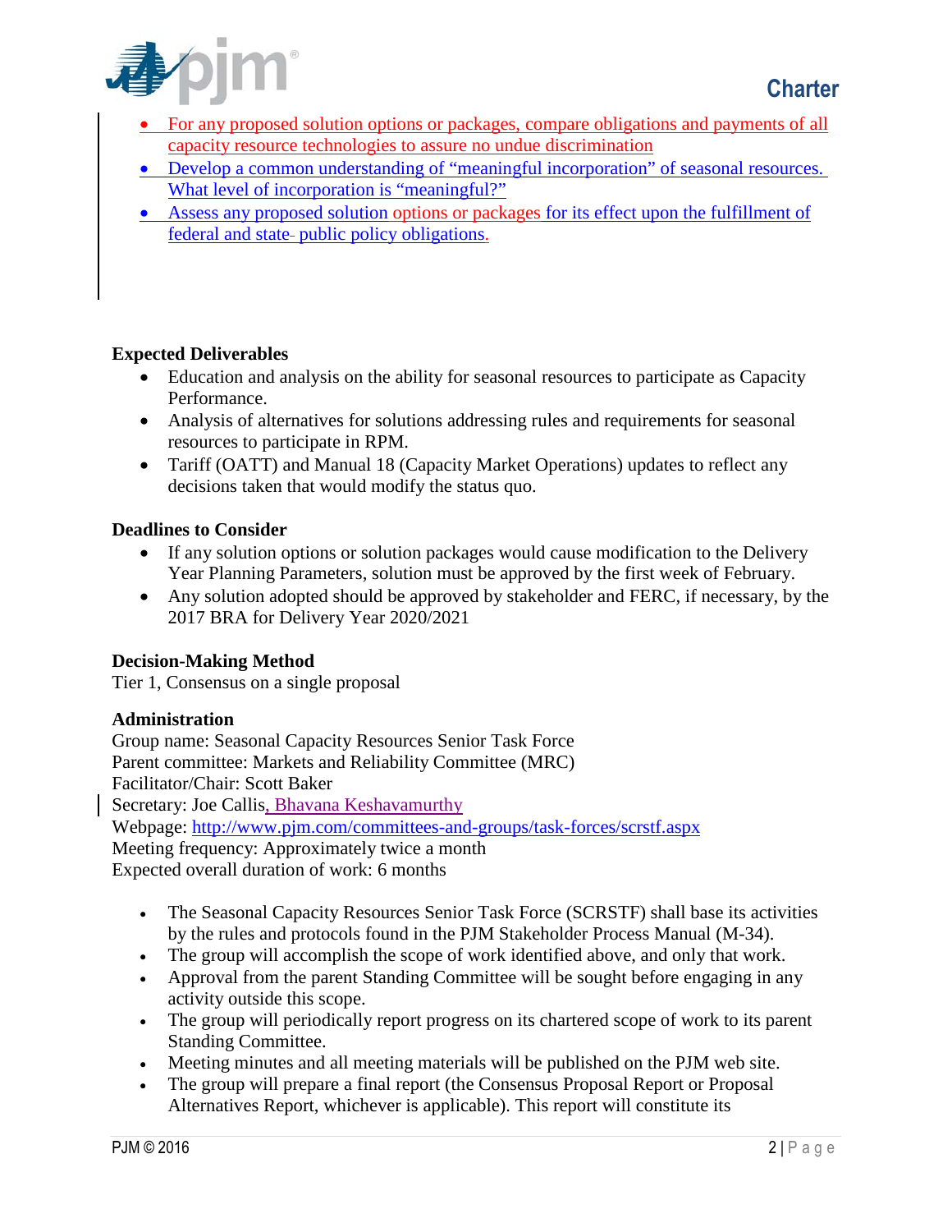- For any proposed solution options or packages, compare obligations and payments of all capacity resource technologies to assure no undue discrimination
- Develop a common understanding of "meaningful incorporation" of seasonal resources. What level of incorporation is "meaningful?"
- Assess any proposed solution options or packages for its effect upon the fulfillment of federal and state public policy obligations.

**Expected Deliverables**

- Education and analysis on the ability for seasonal resources to participate as Capacity Performance.
- Analysis of alternatives for solutions addressing rules and requirements for seasonal resources to participate in RPM.
- Tariff (OATT) and Manual 18 (Capacity Market Operations) updates to reflect any decisions taken that would modify the status quo.

**Deadlines to Consider**

- If any solution options or solution packages would cause modification to the Delivery Year Planning Parameters, solution must be approved by the first week of February.
- Any solution adopted should be approved by stakeholder and FERC, if necessary, by the 2017 BRA for Delivery Year 2020/2021

**Decision-Making Method**

Tier 1, Consensus on a single proposal

**Administration**

Group name: Seasonal Capacity Resources Senior Task Force
Parent committee: Markets and Reliability Committee (MRC)
Facilitator/Chair: Scott Baker
Secretary: Joe Callis, Bhavana Keshavamurthy
Webpage: http://www.pjm.com/committees-and-groups/task-forces/scrstf.aspx
Meeting frequency: Approximately twice a month
Expected overall duration of work: 6 months

- The Seasonal Capacity Resources Senior Task Force (SCRSTF) shall base its activities by the rules and protocols found in the PJM Stakeholder Process Manual (M-34).
- The group will accomplish the scope of work identified above, and only that work.
- Approval from the parent Standing Committee will be sought before engaging in any activity outside this scope.
- The group will periodically report progress on its chartered scope of work to its parent Standing Committee.
- Meeting minutes and all meeting materials will be published on the PJM web site.
- The group will prepare a final report (the Consensus Proposal Report or Proposal Alternatives Report, whichever is applicable). This report will constitute its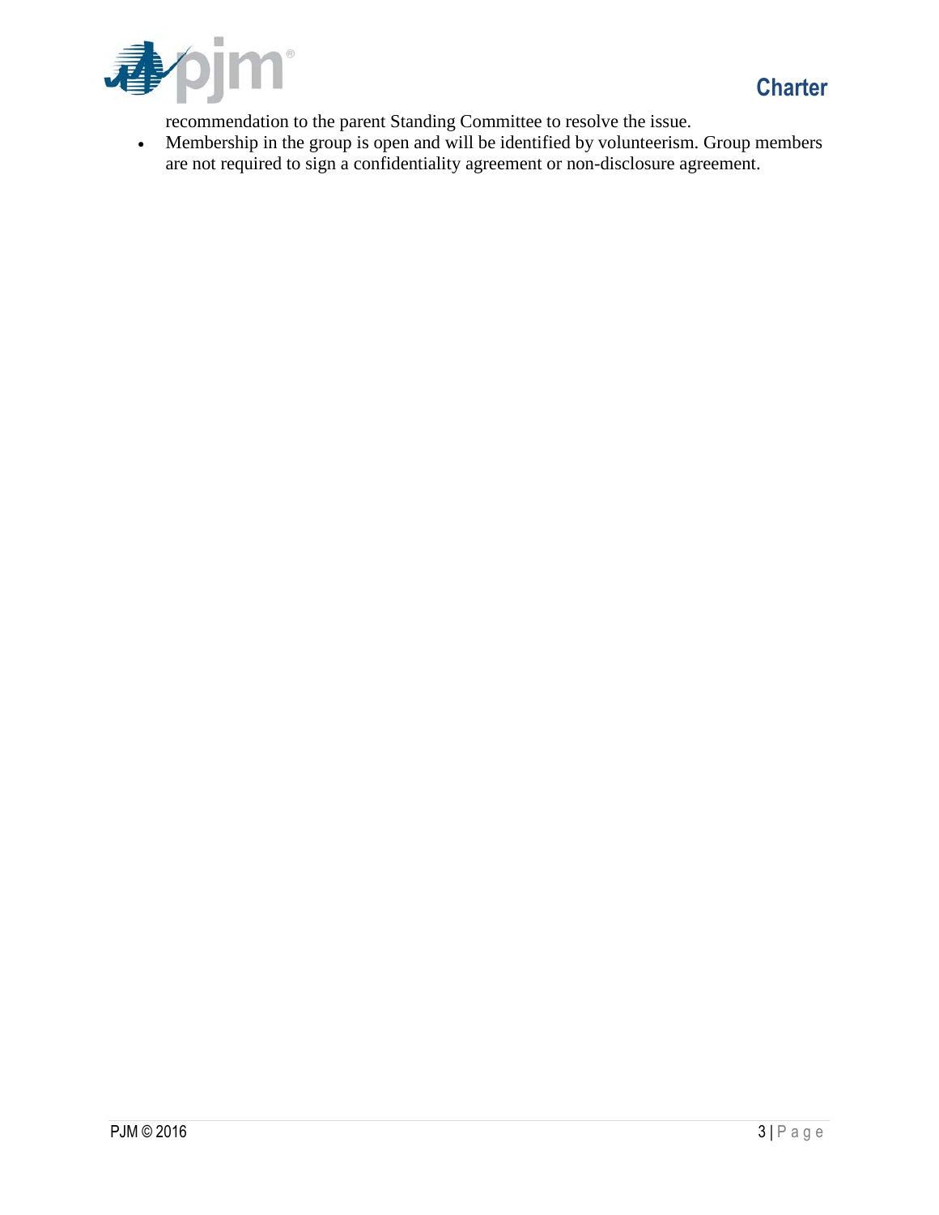recommendation to the parent Standing Committee to resolve the issue.

- Membership in the group is open and will be identified by volunteerism. Group members are not required to sign a confidentiality agreement or non-disclosure agreement.